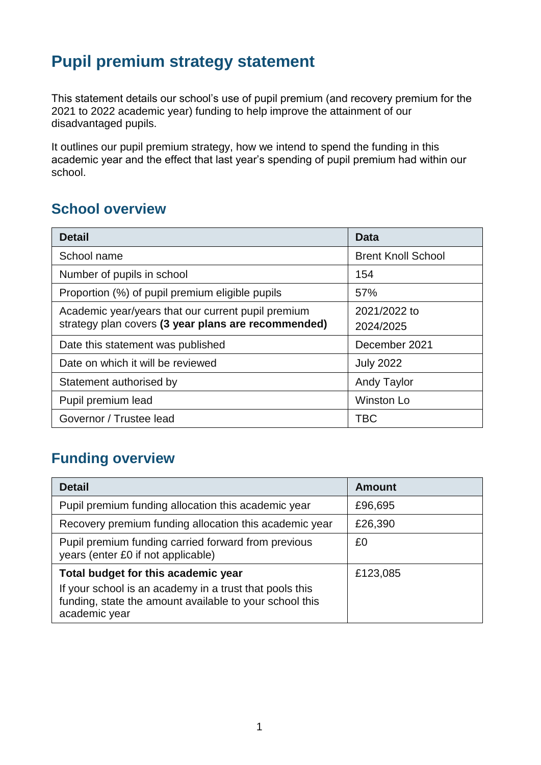# Pupil premium strategy statement

This statement details our school's use of pupil premium (and recovery premium for the 2021 to 2022 academic year) funding to help improve the attainment of our disadvantaged pupils.

It outlines our pupil premium strategy, how we intend to spend the funding in this academic year and the effect that last year's spending of pupil premium had within our school.

## School overview

| Detail | Data |
| --- | --- |
| School name | Brent Knoll School |
| Number of pupils in school | 154 |
| Proportion (%) of pupil premium eligible pupils | 57% |
| Academic year/years that our current pupil premium strategy plan covers **(3 year plans are recommended)** | 2021/2022 to 2024/2025 |
| Date this statement was published | December 2021 |
| Date on which it will be reviewed | July 2022 |
| Statement authorised by | Andy Taylor |
| Pupil premium lead | Winston Lo |
| Governor / Trustee lead | TBC |

## Funding overview

| Detail | Amount |
| --- | --- |
| Pupil premium funding allocation this academic year | £96,695 |
| Recovery premium funding allocation this academic year | £26,390 |
| Pupil premium funding carried forward from previous years (enter £0 if not applicable) | £0 |
| **Total budget for this academic year**<br>If your school is an academy in a trust that pools this funding, state the amount available to your school this academic year | £123,085 |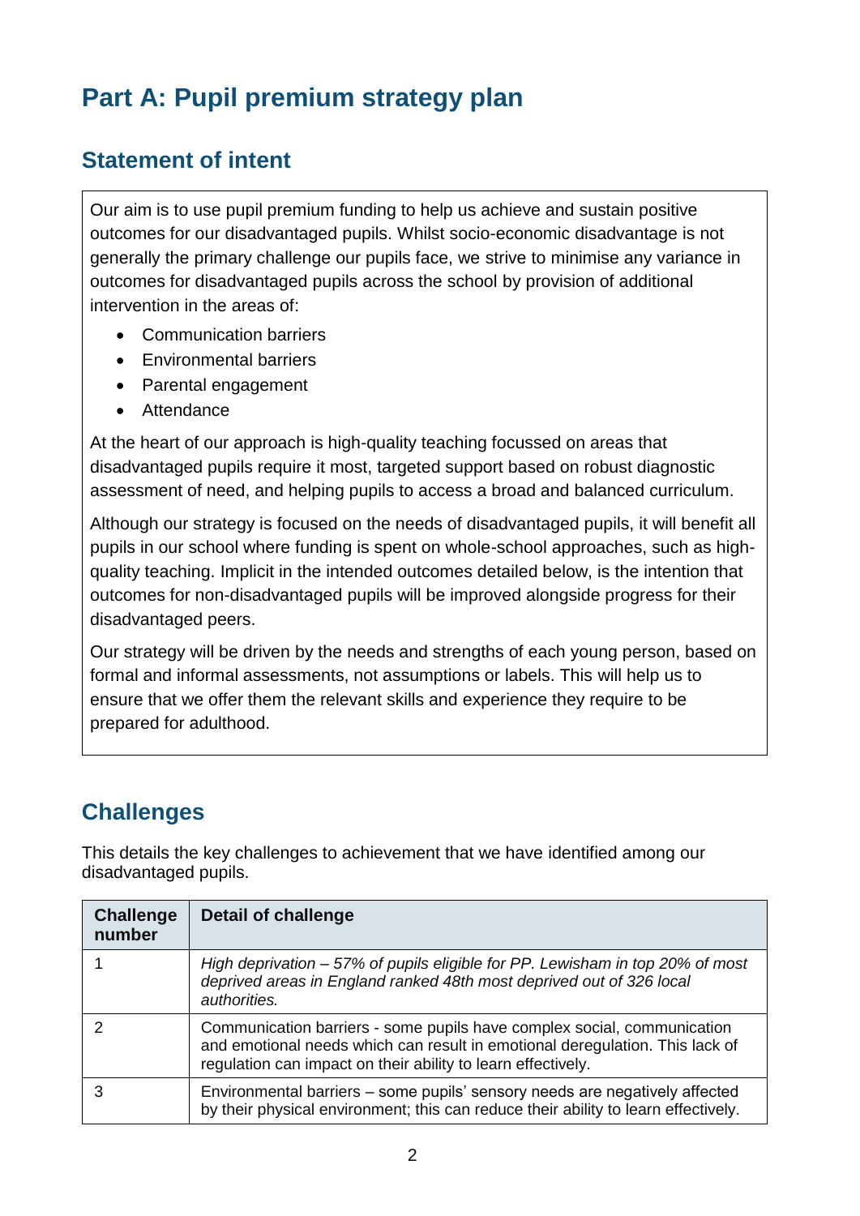# Part A: Pupil premium strategy plan

## Statement of intent

Our aim is to use pupil premium funding to help us achieve and sustain positive outcomes for our disadvantaged pupils. Whilst socio-economic disadvantage is not generally the primary challenge our pupils face, we strive to minimise any variance in outcomes for disadvantaged pupils across the school by provision of additional intervention in the areas of:

- Communication barriers
- Environmental barriers
- Parental engagement
- Attendance

At the heart of our approach is high-quality teaching focussed on areas that disadvantaged pupils require it most, targeted support based on robust diagnostic assessment of need, and helping pupils to access a broad and balanced curriculum.

Although our strategy is focused on the needs of disadvantaged pupils, it will benefit all pupils in our school where funding is spent on whole-school approaches, such as high-quality teaching. Implicit in the intended outcomes detailed below, is the intention that outcomes for non-disadvantaged pupils will be improved alongside progress for their disadvantaged peers.

Our strategy will be driven by the needs and strengths of each young person, based on formal and informal assessments, not assumptions or labels. This will help us to ensure that we offer them the relevant skills and experience they require to be prepared for adulthood.

## Challenges

This details the key challenges to achievement that we have identified among our disadvantaged pupils.

| Challenge number | Detail of challenge |
|---|---|
| 1 | *High deprivation – 57% of pupils eligible for PP. Lewisham in top 20% of most deprived areas in England ranked 48th most deprived out of 326 local authorities.* |
| 2 | Communication barriers - some pupils have complex social, communication and emotional needs which can result in emotional deregulation. This lack of regulation can impact on their ability to learn effectively. |
| 3 | Environmental barriers – some pupils' sensory needs are negatively affected by their physical environment; this can reduce their ability to learn effectively. |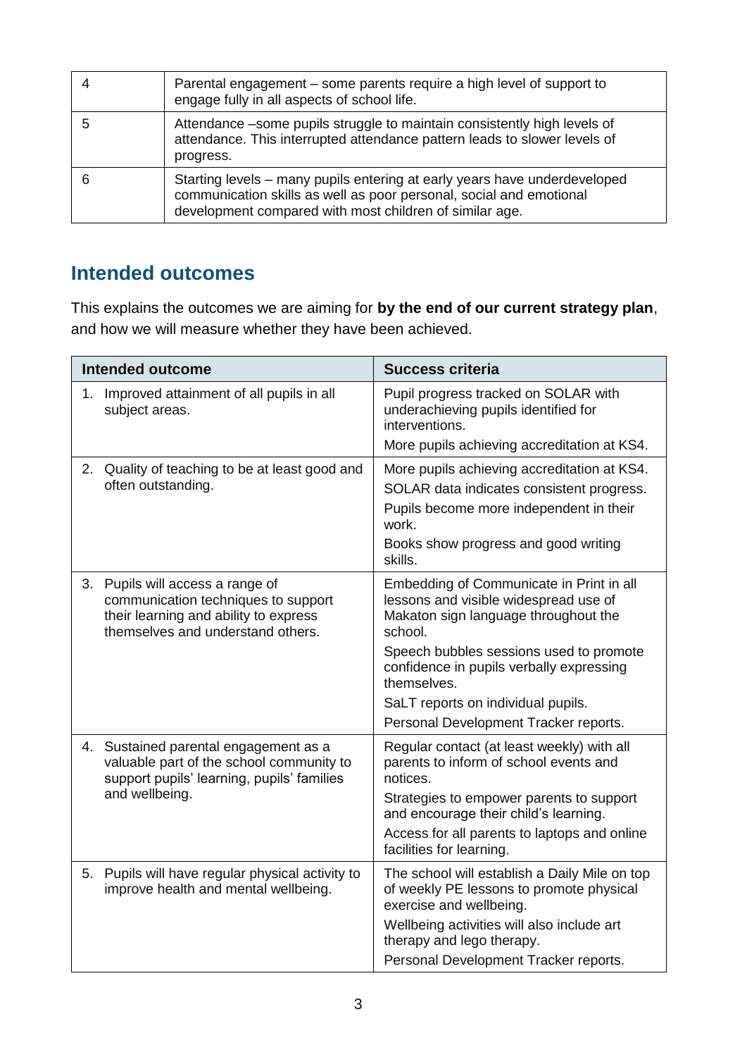| | |
|---|---|
| 4 | Parental engagement – some parents require a high level of support to engage fully in all aspects of school life. |
| 5 | Attendance –some pupils struggle to maintain consistently high levels of attendance. This interrupted attendance pattern leads to slower levels of progress. |
| 6 | Starting levels – many pupils entering at early years have underdeveloped communication skills as well as poor personal, social and emotional development compared with most children of similar age. |

## Intended outcomes

This explains the outcomes we are aiming for **by the end of our current strategy plan**, and how we will measure whether they have been achieved.

| Intended outcome | Success criteria |
|---|---|
| 1. Improved attainment of all pupils in all subject areas. | Pupil progress tracked on SOLAR with underachieving pupils identified for interventions.<br>More pupils achieving accreditation at KS4. |
| 2. Quality of teaching to be at least good and often outstanding. | More pupils achieving accreditation at KS4.<br>SOLAR data indicates consistent progress.<br>Pupils become more independent in their work.<br>Books show progress and good writing skills. |
| 3. Pupils will access a range of communication techniques to support their learning and ability to express themselves and understand others. | Embedding of Communicate in Print in all lessons and visible widespread use of Makaton sign language throughout the school.<br>Speech bubbles sessions used to promote confidence in pupils verbally expressing themselves.<br>SaLT reports on individual pupils.<br>Personal Development Tracker reports. |
| 4. Sustained parental engagement as a valuable part of the school community to support pupils' learning, pupils' families and wellbeing. | Regular contact (at least weekly) with all parents to inform of school events and notices.<br>Strategies to empower parents to support and encourage their child's learning.<br>Access for all parents to laptops and online facilities for learning. |
| 5. Pupils will have regular physical activity to improve health and mental wellbeing. | The school will establish a Daily Mile on top of weekly PE lessons to promote physical exercise and wellbeing.<br>Wellbeing activities will also include art therapy and lego therapy.<br>Personal Development Tracker reports. |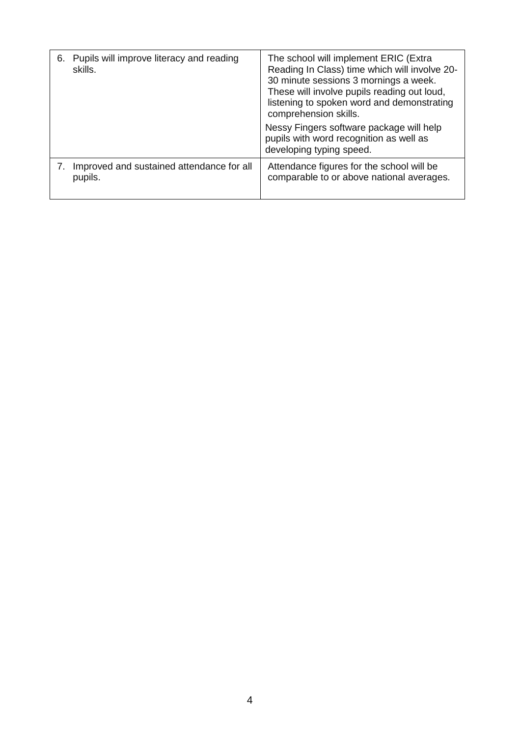| | |
|---|---|
| 6. Pupils will improve literacy and reading skills. | The school will implement ERIC (Extra Reading In Class) time which will involve 20-30 minute sessions 3 mornings a week. These will involve pupils reading out loud, listening to spoken word and demonstrating comprehension skills.<br><br>Nessy Fingers software package will help pupils with word recognition as well as developing typing speed. |
| 7. Improved and sustained attendance for all pupils. | Attendance figures for the school will be comparable to or above national averages. |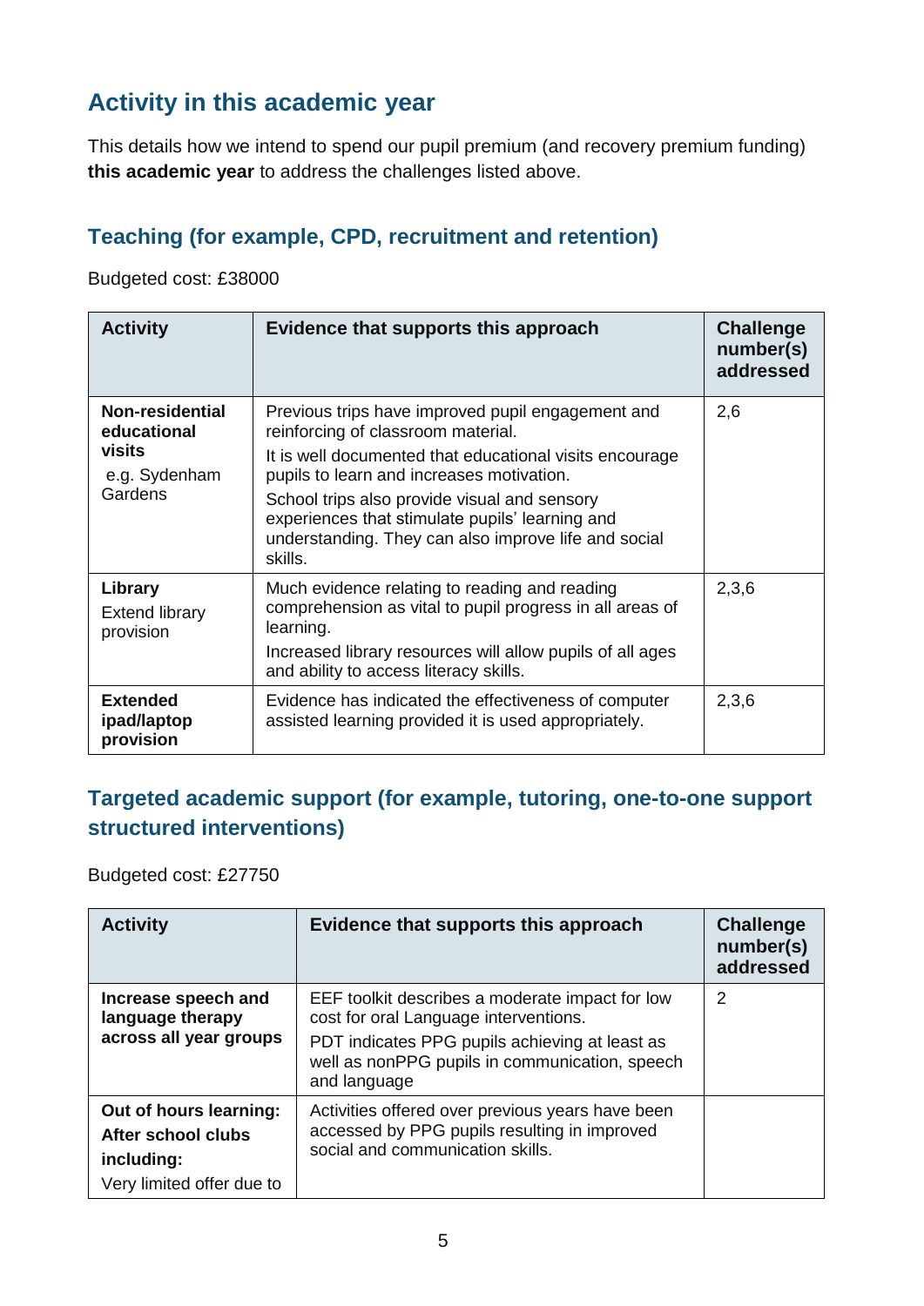## Activity in this academic year

This details how we intend to spend our pupil premium (and recovery premium funding) **this academic year** to address the challenges listed above.

### Teaching (for example, CPD, recruitment and retention)

Budgeted cost: £38000

| Activity | Evidence that supports this approach | Challenge number(s) addressed |
|---|---|---|
| **Non-residential educational visits** e.g. Sydenham Gardens | Previous trips have improved pupil engagement and reinforcing of classroom material. It is well documented that educational visits encourage pupils to learn and increases motivation. School trips also provide visual and sensory experiences that stimulate pupils' learning and understanding. They can also improve life and social skills. | 2,6 |
| **Library** Extend library provision | Much evidence relating to reading and reading comprehension as vital to pupil progress in all areas of learning. Increased library resources will allow pupils of all ages and ability to access literacy skills. | 2,3,6 |
| **Extended ipad/laptop provision** | Evidence has indicated the effectiveness of computer assisted learning provided it is used appropriately. | 2,3,6 |

### Targeted academic support (for example, tutoring, one-to-one support structured interventions)

Budgeted cost: £27750

| Activity | Evidence that supports this approach | Challenge number(s) addressed |
|---|---|---|
| **Increase speech and language therapy across all year groups** | EEF toolkit describes a moderate impact for low cost for oral Language interventions. PDT indicates PPG pupils achieving at least as well as nonPPG pupils in communication, speech and language | 2 |
| **Out of hours learning: After school clubs including:** Very limited offer due to | Activities offered over previous years have been accessed by PPG pupils resulting in improved social and communication skills. | |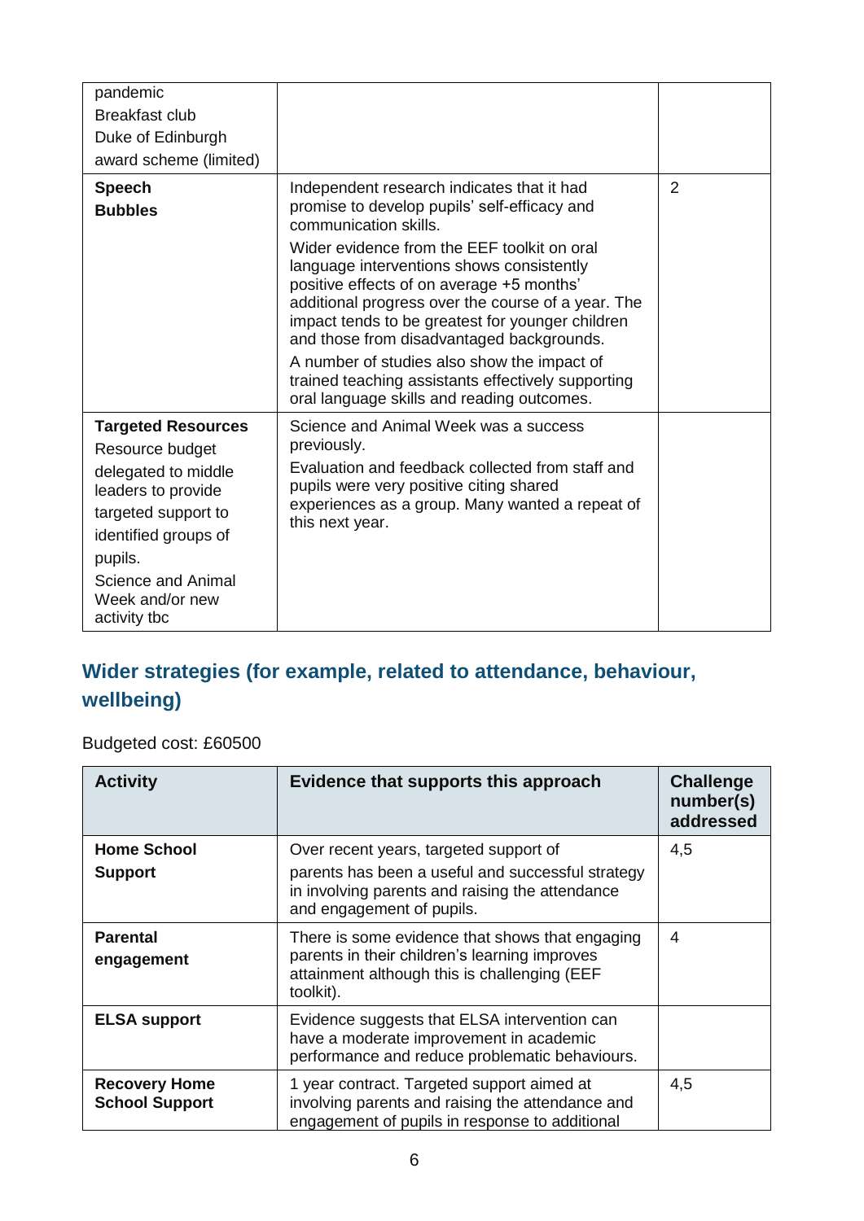| | | |
|---|---|---|
| pandemic<br>Breakfast club<br>Duke of Edinburgh award scheme (limited) | | |
| **Speech Bubbles** | Independent research indicates that it had promise to develop pupils' self-efficacy and communication skills.<br>Wider evidence from the EEF toolkit on oral language interventions shows consistently positive effects of on average +5 months' additional progress over the course of a year. The impact tends to be greatest for younger children and those from disadvantaged backgrounds.<br>A number of studies also show the impact of trained teaching assistants effectively supporting oral language skills and reading outcomes. | 2 |
| **Targeted Resources**<br>Resource budget delegated to middle leaders to provide targeted support to identified groups of pupils.<br>Science and Animal Week and/or new activity tbc | Science and Animal Week was a success previously.<br>Evaluation and feedback collected from staff and pupils were very positive citing shared experiences as a group. Many wanted a repeat of this next year. | |

## Wider strategies (for example, related to attendance, behaviour, wellbeing)

Budgeted cost: £60500

| Activity | Evidence that supports this approach | Challenge number(s) addressed |
|---|---|---|
| **Home School Support** | Over recent years, targeted support of parents has been a useful and successful strategy in involving parents and raising the attendance and engagement of pupils. | 4,5 |
| **Parental engagement** | There is some evidence that shows that engaging parents in their children's learning improves attainment although this is challenging (EEF toolkit). | 4 |
| **ELSA support** | Evidence suggests that ELSA intervention can have a moderate improvement in academic performance and reduce problematic behaviours. | |
| **Recovery Home School Support** | 1 year contract. Targeted support aimed at involving parents and raising the attendance and engagement of pupils in response to additional | 4,5 |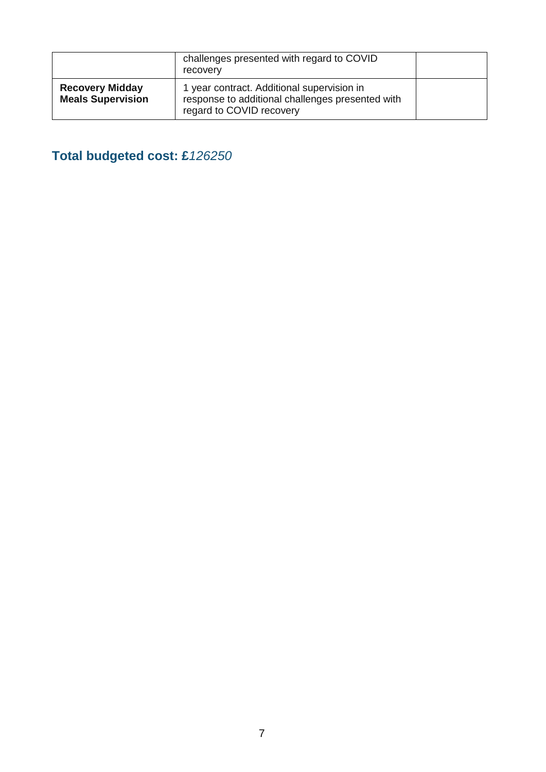| | | |
|---|---|---|
| | challenges presented with regard to COVID recovery | |
| **Recovery Midday Meals Supervision** | 1 year contract. Additional supervision in response to additional challenges presented with regard to COVID recovery | |

## Total budgeted cost: £*126250*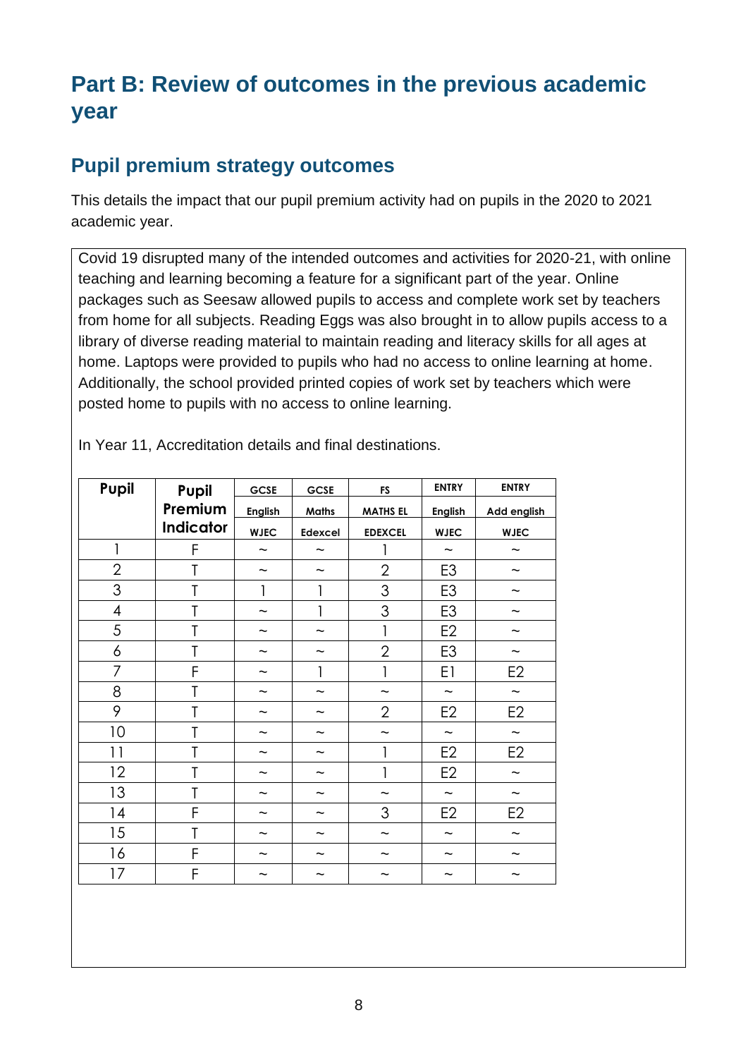# Part B: Review of outcomes in the previous academic year

## Pupil premium strategy outcomes

This details the impact that our pupil premium activity had on pupils in the 2020 to 2021 academic year.

Covid 19 disrupted many of the intended outcomes and activities for 2020-21, with online teaching and learning becoming a feature for a significant part of the year. Online packages such as Seesaw allowed pupils to access and complete work set by teachers from home for all subjects. Reading Eggs was also brought in to allow pupils access to a library of diverse reading material to maintain reading and literacy skills for all ages at home. Laptops were provided to pupils who had no access to online learning at home. Additionally, the school provided printed copies of work set by teachers which were posted home to pupils with no access to online learning.

In Year 11, Accreditation details and final destinations.

| Pupil | Pupil Premium Indicator | GCSE English WJEC | GCSE Maths Edexcel | FS MATHS EL EDEXCEL | ENTRY English WJEC | ENTRY Add english WJEC |
|---|---|---|---|---|---|---|
| 1 | F | ~ | ~ | 1 | ~ | ~ |
| 2 | T | ~ | ~ | 2 | E3 | ~ |
| 3 | T | 1 | 1 | 3 | E3 | ~ |
| 4 | T | ~ | 1 | 3 | E3 | ~ |
| 5 | T | ~ | ~ | 1 | E2 | ~ |
| 6 | T | ~ | ~ | 2 | E3 | ~ |
| 7 | F | ~ | 1 | 1 | E1 | E2 |
| 8 | T | ~ | ~ | ~ | ~ | ~ |
| 9 | T | ~ | ~ | 2 | E2 | E2 |
| 10 | T | ~ | ~ | ~ | ~ | ~ |
| 11 | T | ~ | ~ | 1 | E2 | E2 |
| 12 | T | ~ | ~ | 1 | E2 | ~ |
| 13 | T | ~ | ~ | ~ | ~ | ~ |
| 14 | F | ~ | ~ | 3 | E2 | E2 |
| 15 | T | ~ | ~ | ~ | ~ | ~ |
| 16 | F | ~ | ~ | ~ | ~ | ~ |
| 17 | F | ~ | ~ | ~ | ~ | ~ |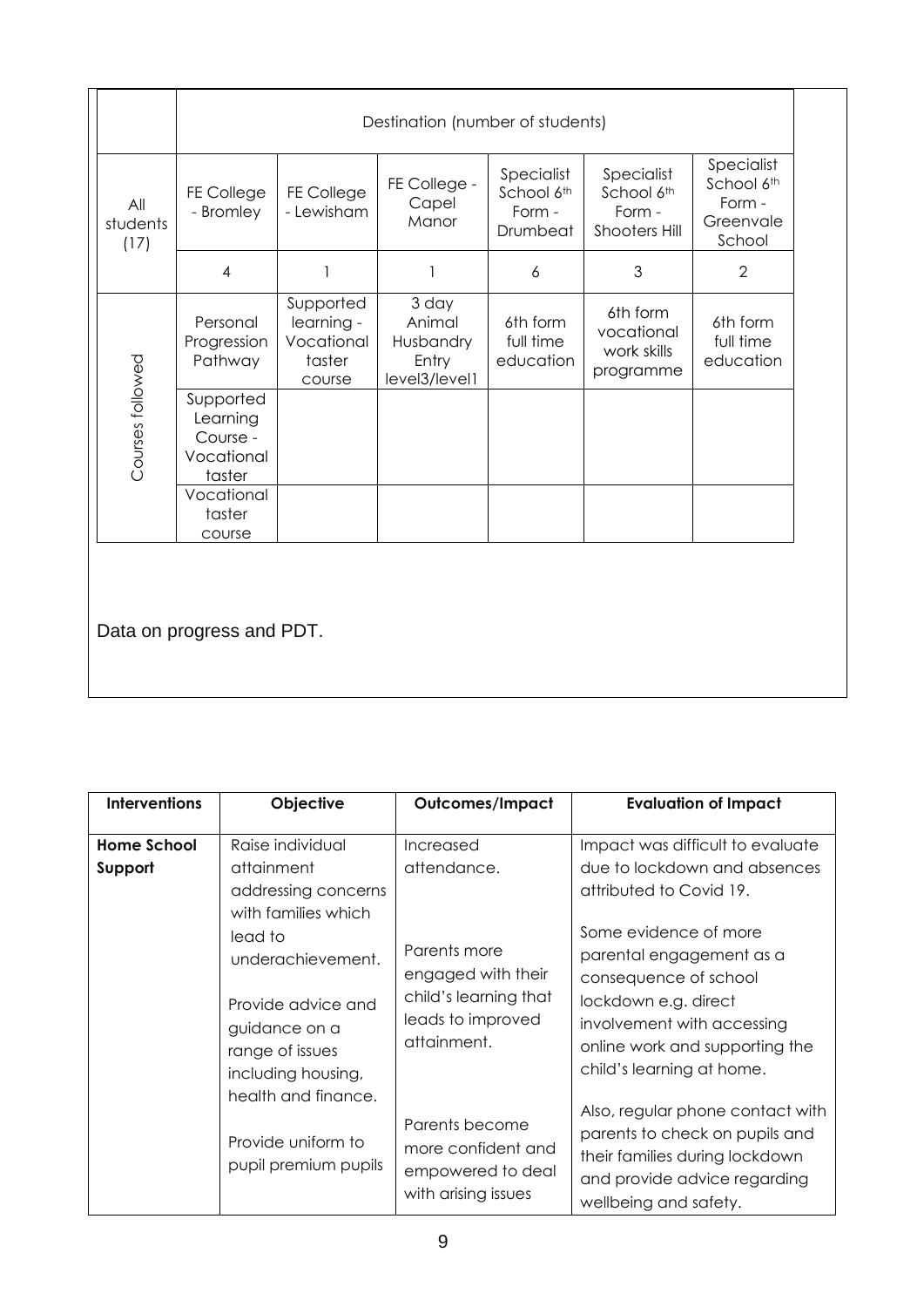| | Destination (number of students) | | | | | |
|---|---|---|---|---|---|---|
| All students (17) | FE College - Bromley | FE College - Lewisham | FE College - Capel Manor | Specialist School 6th Form - Drumbeat | Specialist School 6th Form - Shooters Hill | Specialist School 6th Form - Greenvale School |
| | 4 | 1 | 1 | 6 | 3 | 2 |
| Courses followed | Personal Progression Pathway | Supported learning - Vocational taster course | 3 day Animal Husbandry Entry level3/level1 | 6th form full time education | 6th form vocational work skills programme | 6th form full time education |
| | Supported Learning Course - Vocational taster | | | | | |
| | Vocational taster course | | | | | |

Data on progress and PDT.

| Interventions | Objective | Outcomes/Impact | Evaluation of Impact |
|---|---|---|---|
| **Home School Support** | Raise individual attainment addressing concerns with families which lead to underachievement.<br><br>Provide advice and guidance on a range of issues including housing, health and finance.<br><br>Provide uniform to pupil premium pupils | Increased attendance.<br><br>Parents more engaged with their child's learning that leads to improved attainment.<br><br>Parents become more confident and empowered to deal with arising issues | Impact was difficult to evaluate due to lockdown and absences attributed to Covid 19.<br><br>Some evidence of more parental engagement as a consequence of school lockdown e.g. direct involvement with accessing online work and supporting the child's learning at home.<br><br>Also, regular phone contact with parents to check on pupils and their families during lockdown and provide advice regarding wellbeing and safety. |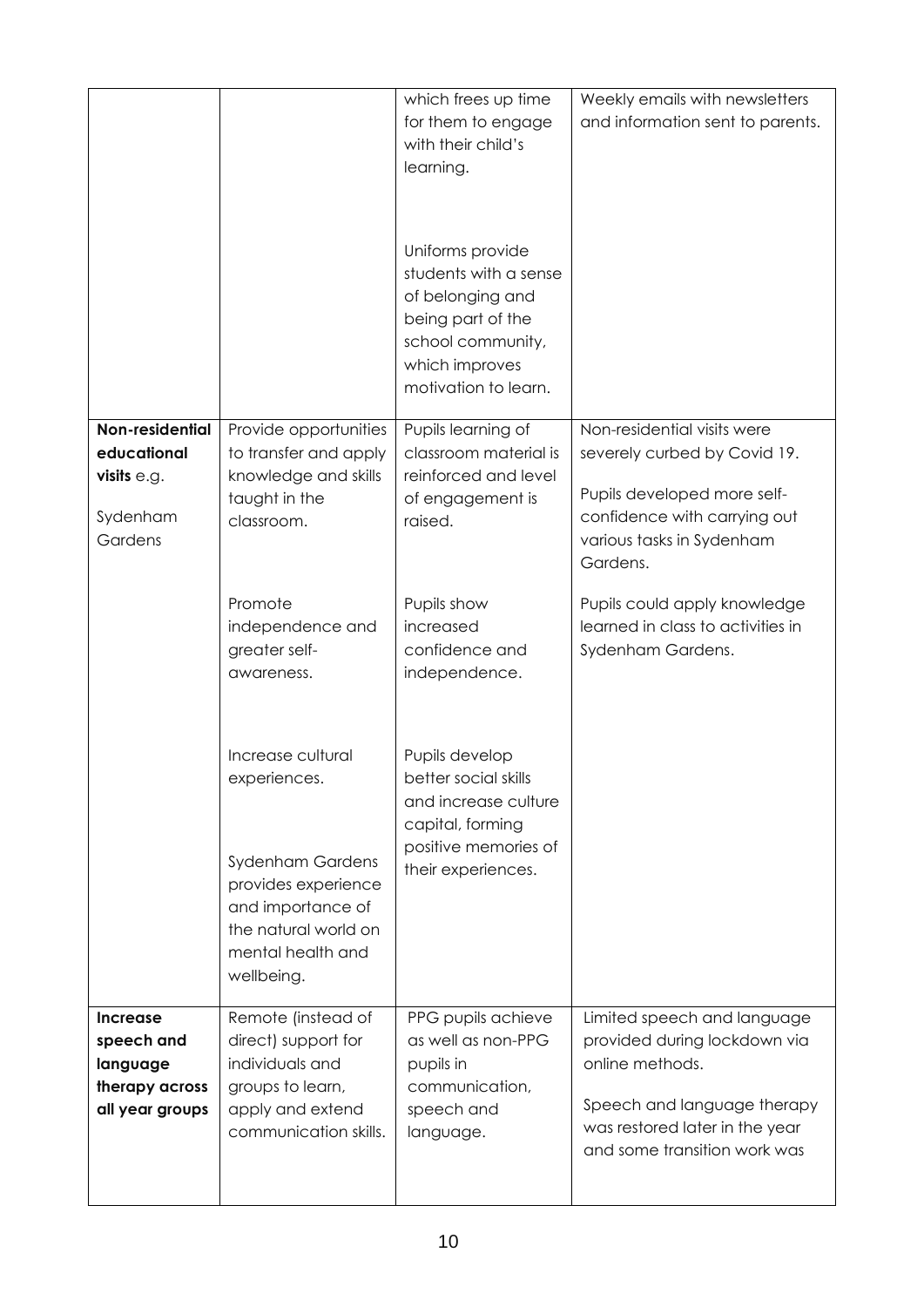| | | | |
|---|---|---|---|
| | | which frees up time for them to engage with their child's learning.<br><br>Uniforms provide students with a sense of belonging and being part of the school community, which improves motivation to learn. | Weekly emails with newsletters and information sent to parents. |
| **Non-residential educational visits** e.g.<br><br>Sydenham Gardens | Provide opportunities to transfer and apply knowledge and skills taught in the classroom.<br><br>Promote independence and greater self-awareness.<br><br>Increase cultural experiences.<br><br>Sydenham Gardens provides experience and importance of the natural world on mental health and wellbeing. | Pupils learning of classroom material is reinforced and level of engagement is raised.<br><br>Pupils show increased confidence and independence.<br><br>Pupils develop better social skills and increase culture capital, forming positive memories of their experiences. | Non-residential visits were severely curbed by Covid 19.<br><br>Pupils developed more self-confidence with carrying out various tasks in Sydenham Gardens.<br><br>Pupils could apply knowledge learned in class to activities in Sydenham Gardens. |
| **Increase speech and language therapy across all year groups** | Remote (instead of direct) support for individuals and groups to learn, apply and extend communication skills. | PPG pupils achieve as well as non-PPG pupils in communication, speech and language. | Limited speech and language provided during lockdown via online methods.<br><br>Speech and language therapy was restored later in the year and some transition work was |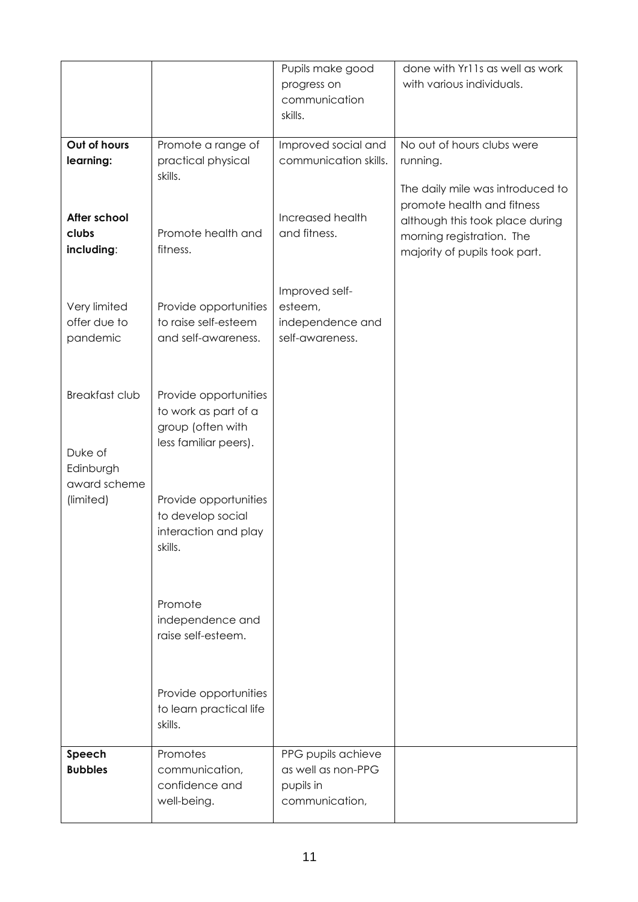| | | | |
|---|---|---|---|
| | | Pupils make good progress on communication skills. | done with Yr11s as well as work with various individuals. |
| **Out of hours learning:**<br><br>**After school clubs including**:<br><br>Very limited offer due to pandemic<br><br>Breakfast club<br><br>Duke of Edinburgh award scheme (limited) | Promote a range of practical physical skills.<br><br>Promote health and fitness.<br><br>Provide opportunities to raise self-esteem and self-awareness.<br><br>Provide opportunities to work as part of a group (often with less familiar peers).<br><br>Provide opportunities to develop social interaction and play skills.<br><br>Promote independence and raise self-esteem.<br><br>Provide opportunities to learn practical life skills. | Improved social and communication skills.<br><br>Increased health and fitness.<br><br>Improved self-esteem, independence and self-awareness. | No out of hours clubs were running.<br><br>The daily mile was introduced to promote health and fitness although this took place during morning registration. The majority of pupils took part. |
| **Speech Bubbles** | Promotes communication, confidence and well-being. | PPG pupils achieve as well as non-PPG pupils in communication, | |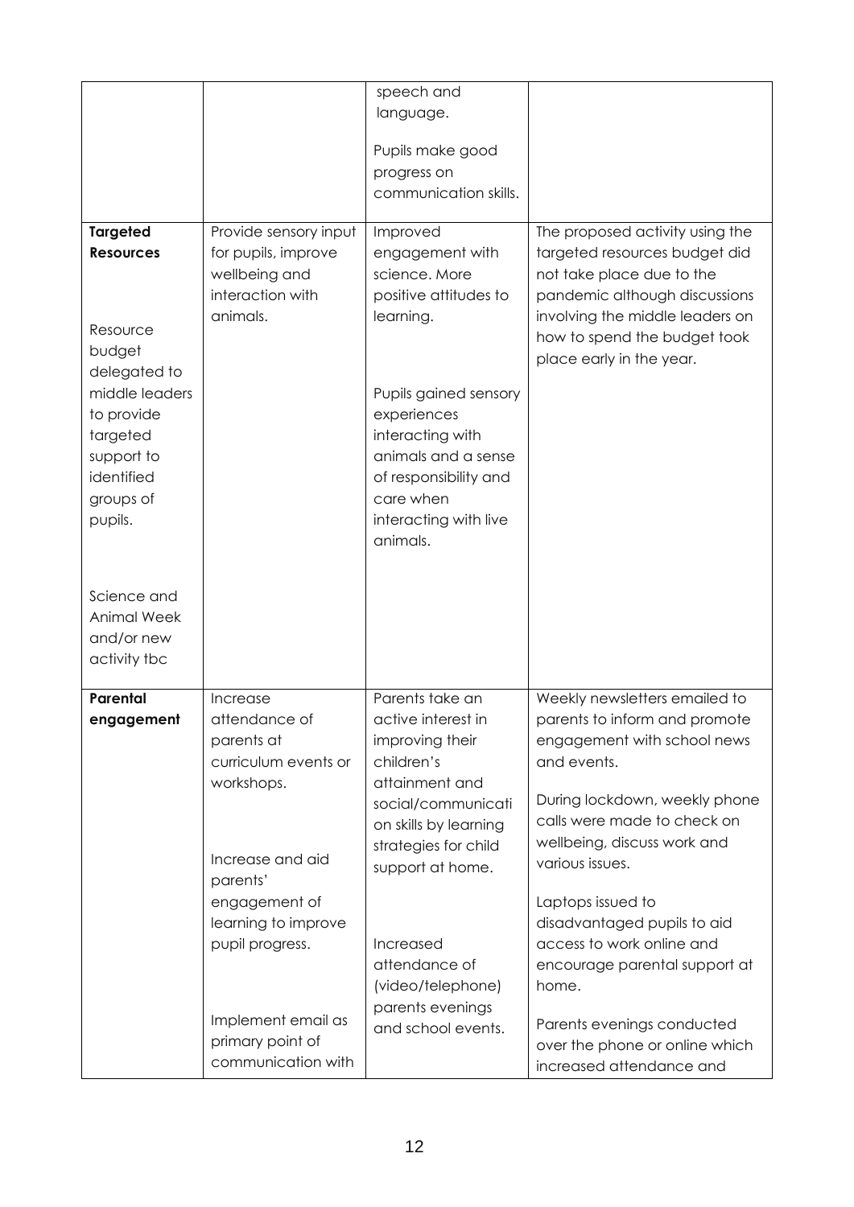| | | | |
|---|---|---|---|
| | | speech and language.<br><br>Pupils make good progress on communication skills. | |
| **Targeted Resources**<br><br>Resource budget delegated to middle leaders to provide targeted support to identified groups of pupils.<br><br>Science and Animal Week and/or new activity tbc | Provide sensory input for pupils, improve wellbeing and interaction with animals. | Improved engagement with science. More positive attitudes to learning.<br><br>Pupils gained sensory experiences interacting with animals and a sense of responsibility and care when interacting with live animals. | The proposed activity using the targeted resources budget did not take place due to the pandemic although discussions involving the middle leaders on how to spend the budget took place early in the year. |
| **Parental engagement** | Increase attendance of parents at curriculum events or workshops.<br><br>Increase and aid parents' engagement of learning to improve pupil progress.<br><br>Implement email as primary point of communication with | Parents take an active interest in improving their children's attainment and social/communication skills by learning strategies for child support at home.<br><br>Increased attendance of (video/telephone) parents evenings and school events. | Weekly newsletters emailed to parents to inform and promote engagement with school news and events.<br><br>During lockdown, weekly phone calls were made to check on wellbeing, discuss work and various issues.<br><br>Laptops issued to disadvantaged pupils to aid access to work online and encourage parental support at home.<br><br>Parents evenings conducted over the phone or online which increased attendance and |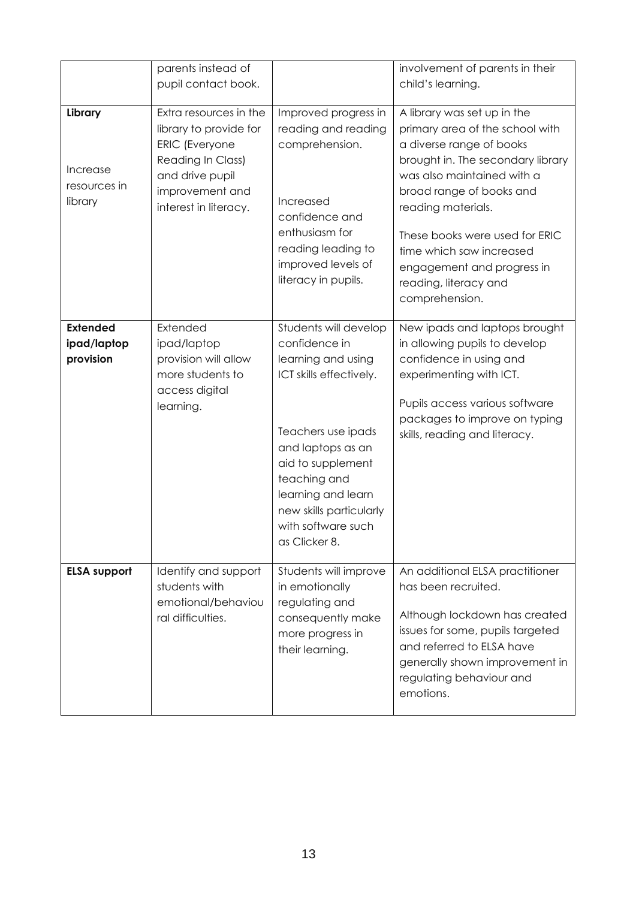| | | | |
|---|---|---|---|
| | parents instead of pupil contact book. | | involvement of parents in their child's learning. |
| **Library**<br><br>Increase resources in library | Extra resources in the library to provide for ERIC (Everyone Reading In Class) and drive pupil improvement and interest in literacy. | Improved progress in reading and reading comprehension.<br><br>Increased confidence and enthusiasm for reading leading to improved levels of literacy in pupils. | A library was set up in the primary area of the school with a diverse range of books brought in. The secondary library was also maintained with a broad range of books and reading materials.<br><br>These books were used for ERIC time which saw increased engagement and progress in reading, literacy and comprehension. |
| **Extended ipad/laptop provision** | Extended ipad/laptop provision will allow more students to access digital learning. | Students will develop confidence in learning and using ICT skills effectively.<br><br>Teachers use ipads and laptops as an aid to supplement teaching and learning and learn new skills particularly with software such as Clicker 8. | New ipads and laptops brought in allowing pupils to develop confidence in using and experimenting with ICT.<br><br>Pupils access various software packages to improve on typing skills, reading and literacy. |
| **ELSA support** | Identify and support students with emotional/behavioural difficulties. | Students will improve in emotionally regulating and consequently make more progress in their learning. | An additional ELSA practitioner has been recruited.<br><br>Although lockdown has created issues for some, pupils targeted and referred to ELSA have generally shown improvement in regulating behaviour and emotions. |